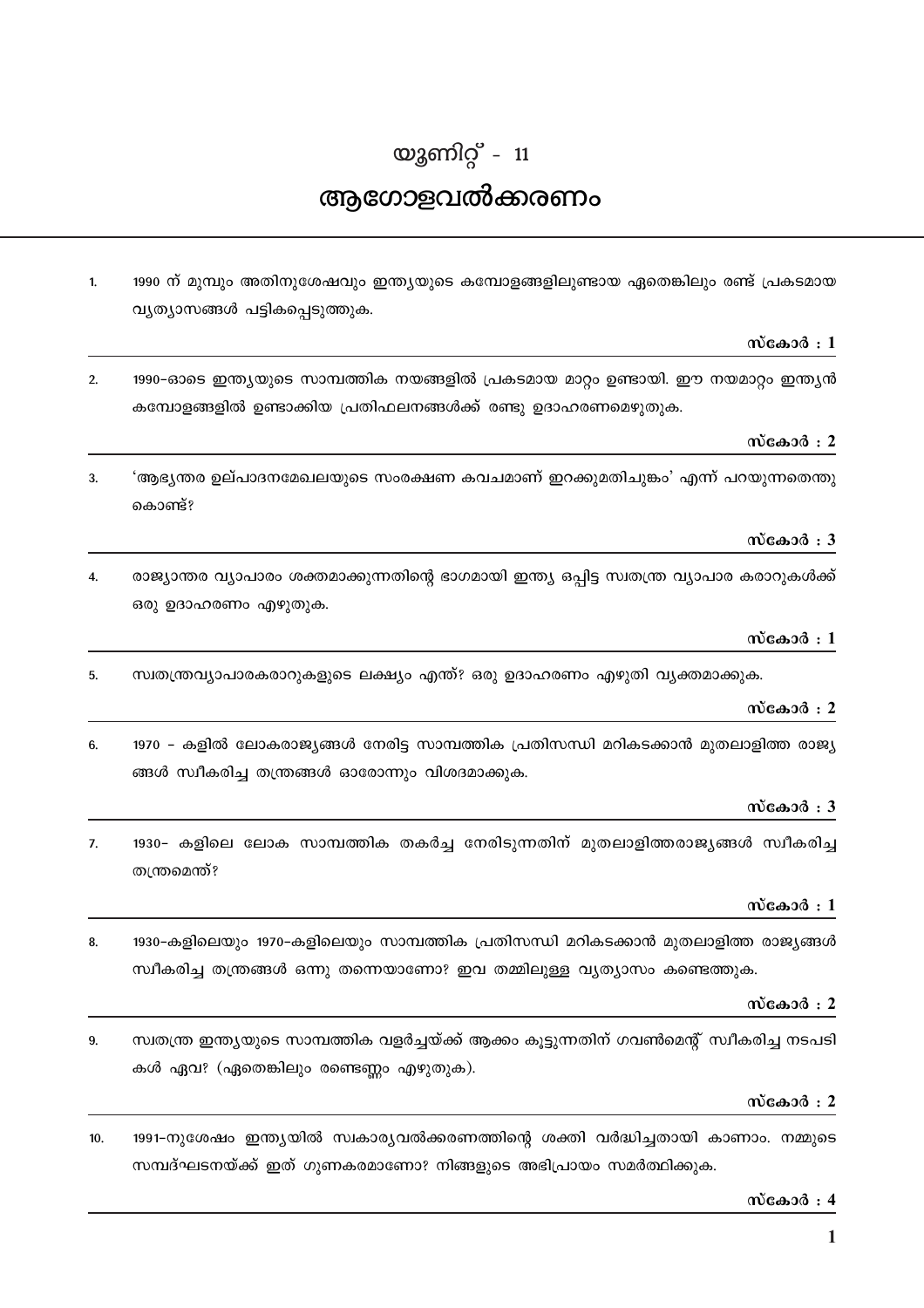# യൂണിറ്റ് - 11

# ആഗോളവൽക്കരണം

1. 1990 ന് മുമ്പും അതിനുശേഷവും ഇന്ത്യയുടെ കമ്പോളങ്ങളിലുണ്ടായ ഏതെങ്കിലും രണ്ട് പ്രകടമായ വ്യത്യാസങ്ങൾ പട്ടികപ്പെടുത്തുക.

**സ്കോർ : 1**

2. 1990-ഓടെ ഇന്ത്യയുടെ സാമ്പത്തിക നയങ്ങളിൽ പ്രകടമായ മാറ്റം ഉണ്ടായി. ഈ നയമാറ്റം ഇന്ത്യൻ കമ്പോളങ്ങളിൽ ഉണ്ടാക്കിയ പ്രതിഫലനങ്ങൾക്ക് രണ്ടു ഉദാഹരണമെഴുതുക.

**സ്കോർ : 2**

3. 'ആഭ്യന്തര ഉല്പാദനമേഖലയുടെ സംരക്ഷണ കവചമാണ് ഇറക്കുമതിചുങ്കം' എന്ന് പറയുന്നതെന്തു കൊണ്ട്?

**സ്കോർ : 3**

4. രാജ്യാന്തര വ്യാപാരം ശക്തമാക്കുന്നതിന്റെ ഭാഗമായി ഇന്ത്യ ഒപ്പിട്ട സ്വതന്ത്ര വ്യാപാര കരാറുകൾക്ക് ഒരു ഉദാഹരണം എഴുതുക.

**സ്കോർ : 1**

5. സ്വതന്ത്രവ്യാപാരകരാറുകളുടെ ലക്ഷ്യം എന്ത്? ഒരു ഉദാഹരണം എഴുതി വ്യക്തമാക്കുക.

**സ്കോർ : 2**

6. 1970 - കളിൽ ലോകരാജ്യങ്ങൾ നേരിട്ട സാമ്പത്തിക പ്രതിസന്ധി മറികടക്കാൻ മുതലാളിത്ത രാജ്യങ്ങൾ സ്വീകരിച്ച തന്ത്രങ്ങൾ ഓരോന്നും വിശദമാക്കുക.

**സ്കോർ : 3**

7. 1930- കളിലെ ലോക സാമ്പത്തിക തകർച്ച നേരിടുന്നതിന് മുതലാളിത്തരാജ്യങ്ങൾ സ്വീകരിച്ച തന്ത്രമെന്ത്?

**സ്കോർ : 1**

8. 1930-കളിലെയും 1970-കളിലെയും സാമ്പത്തിക പ്രതിസന്ധി മറികടക്കാൻ മുതലാളിത്ത രാജ്യങ്ങൾ സ്വീകരിച്ച തന്ത്രങ്ങൾ ഒന്നു തന്നെയാണോ? ഇവ തമ്മിലുള്ള വ്യത്യാസം കണ്ടെത്തുക.

**സ്കോർ : 2**

9. സ്വതന്ത്ര ഇന്ത്യയുടെ സാമ്പത്തിക വളർച്ചയ്ക്ക് ആക്കം കൂട്ടുന്നതിന് ഗവൺമെന്റ് സ്വീകരിച്ച നടപടികൾ ഏവ? (ഏതെങ്കിലും രണ്ടെണ്ണം എഴുതുക).

**സ്കോർ : 2**

10. 1991-നുശേഷം ഇന്ത്യയിൽ സ്വകാര്യവൽക്കരണത്തിന്റെ ശക്തി വർദ്ധിച്ചതായി കാണാം. നമ്മുടെ സമ്പദ്ഘടനയ്ക്ക് ഇത് ഗുണകരമാണോ? നിങ്ങളുടെ അഭിപ്രായം സമർത്ഥിക്കുക.

**സ്കോർ : 4**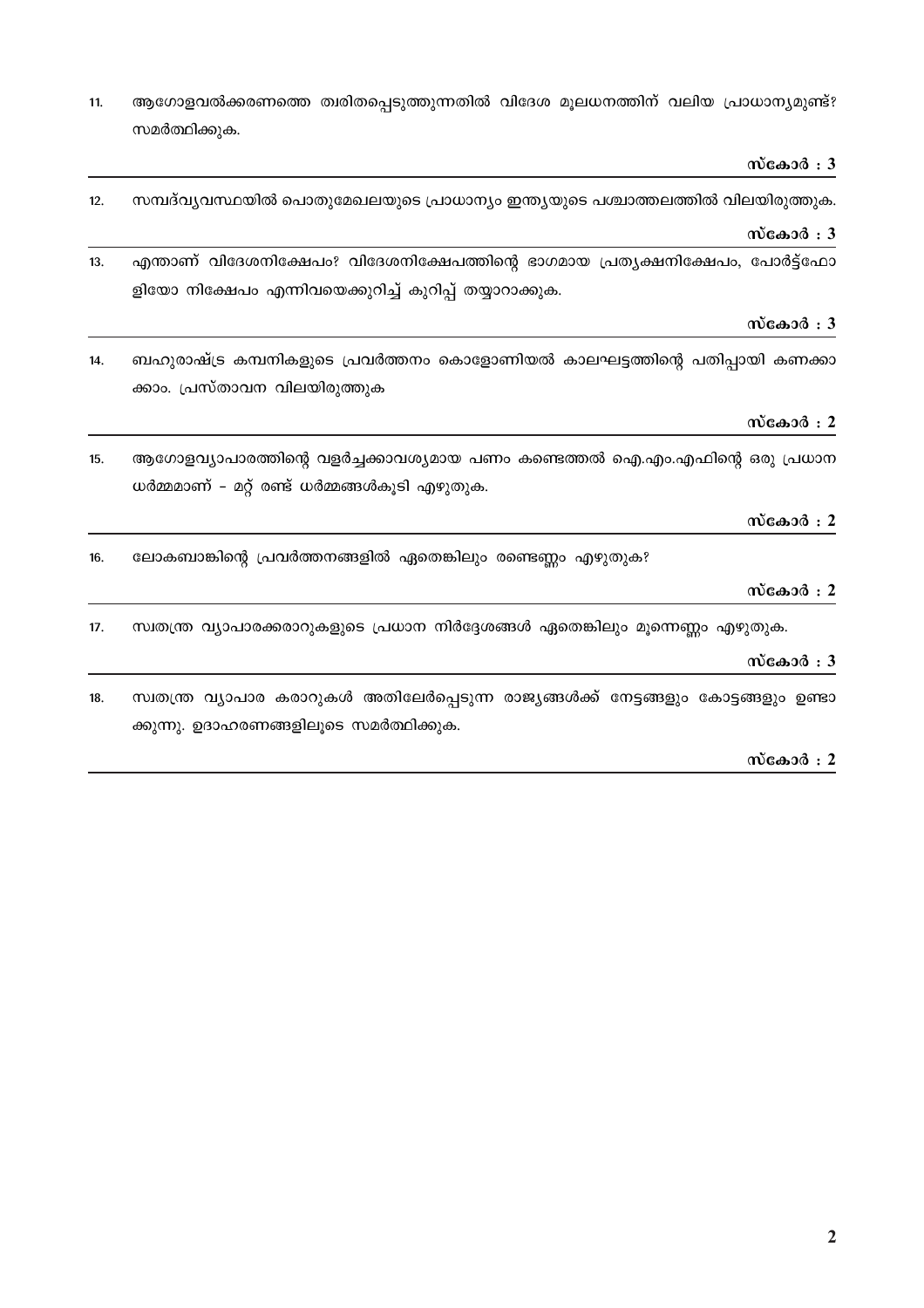11. ആഗോളവൽക്കരണത്തെ ത്വരിതപ്പെടുത്തുന്നതിൽ വിദേശ മൂലധനത്തിന് വലിയ പ്രാധാന്യമുണ്ട്? സമർത്ഥിക്കുക.

**സ്കോർ : 3**

---

12. സമ്പദ്‌വ്യവസ്ഥയിൽ പൊതുമേഖലയുടെ പ്രാധാന്യം ഇന്ത്യയുടെ പശ്ചാത്തലത്തിൽ വിലയിരുത്തുക.

**സ്കോർ : 3**

---

13. എന്താണ് വിദേശനിക്ഷേപം? വിദേശനിക്ഷേപത്തിന്റെ ഭാഗമായ പ്രത്യക്ഷനിക്ഷേപം, പോർട്ട്ഫോളിയോ നിക്ഷേപം എന്നിവയെക്കുറിച്ച് കുറിപ്പ് തയ്യാറാക്കുക.

**സ്കോർ : 3**

---

14. ബഹുരാഷ്ട്ര കമ്പനികളുടെ പ്രവർത്തനം കൊളോണിയൽ കാലഘട്ടത്തിന്റെ പതിപ്പായി കണക്കാക്കാം. പ്രസ്താവന വിലയിരുത്തുക

**സ്കോർ : 2**

---

15. ആഗോളവ്യാപാരത്തിന്റെ വളർച്ചക്കാവശ്യമായ പണം കണ്ടെത്തൽ ഐ.എം.എഫിന്റെ ഒരു പ്രധാന ധർമ്മമാണ് - മറ്റ് രണ്ട് ധർമ്മങ്ങൾകൂടി എഴുതുക.

**സ്കോർ : 2**

---

16. ലോകബാങ്കിന്റെ പ്രവർത്തനങ്ങളിൽ ഏതെങ്കിലും രണ്ടെണ്ണം എഴുതുക?

**സ്കോർ : 2**

---

17. സ്വതന്ത്ര വ്യാപാരക്കരാറുകളുടെ പ്രധാന നിർദ്ദേശങ്ങൾ ഏതെങ്കിലും മൂന്നെണ്ണം എഴുതുക.

**സ്കോർ : 3**

---

18. സ്വതന്ത്ര വ്യാപാര കരാറുകൾ അതിലേർപ്പെടുന്ന രാജ്യങ്ങൾക്ക് നേട്ടങ്ങളും കോട്ടങ്ങളും ഉണ്ടാക്കുന്നു. ഉദാഹരണങ്ങളിലൂടെ സമർത്ഥിക്കുക.

**സ്കോർ : 2**

---